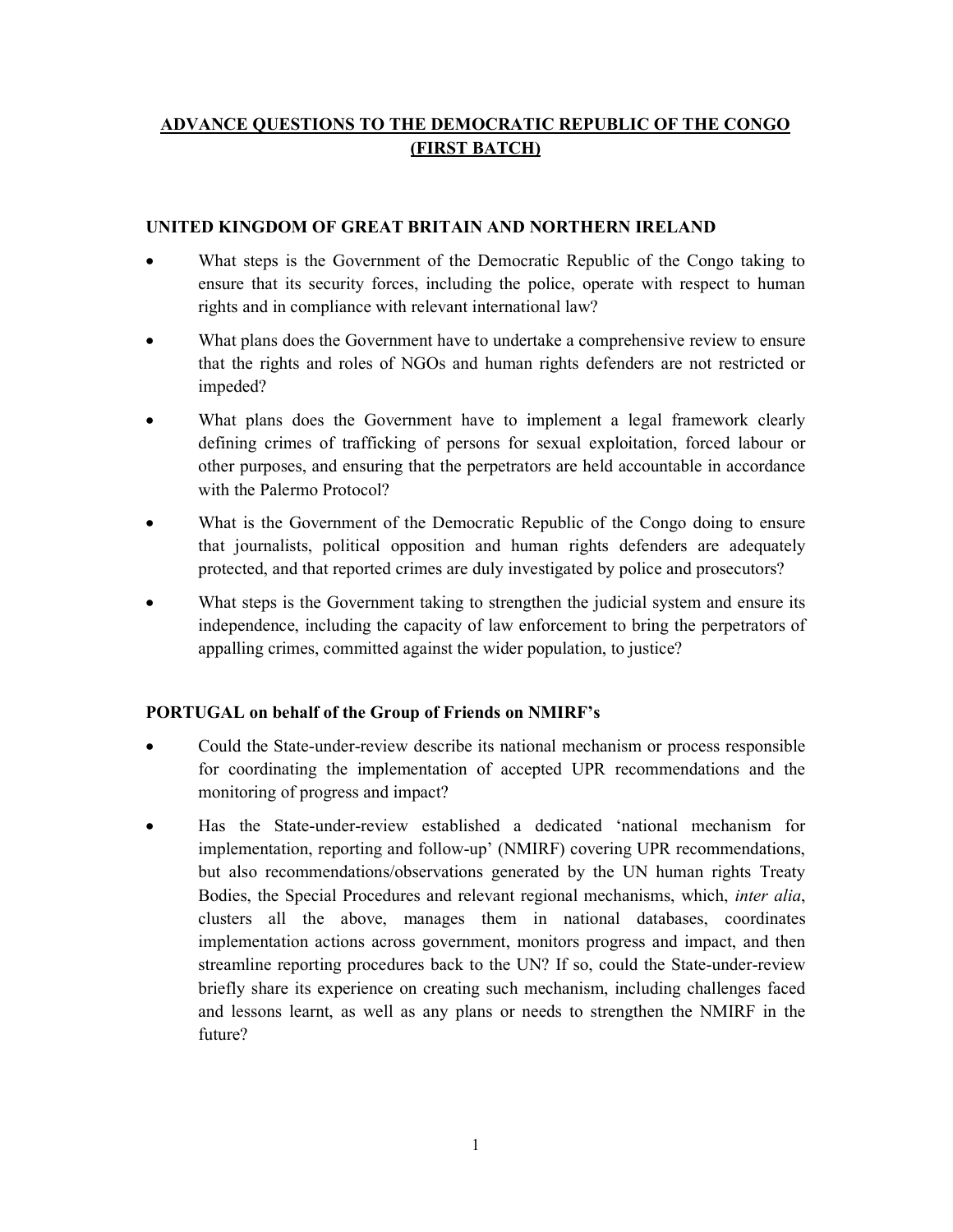# ADVANCE QUESTIONS TO THE DEMOCRATIC REPUBLIC OF THE CONGO (FIRST BATCH)

## UNITED KINGDOM OF GREAT BRITAIN AND NORTHERN IRELAND

- What steps is the Government of the Democratic Republic of the Congo taking to ensure that its security forces, including the police, operate with respect to human rights and in compliance with relevant international law?
- What plans does the Government have to undertake a comprehensive review to ensure that the rights and roles of NGOs and human rights defenders are not restricted or impeded?
- What plans does the Government have to implement a legal framework clearly defining crimes of trafficking of persons for sexual exploitation, forced labour or other purposes, and ensuring that the perpetrators are held accountable in accordance with the Palermo Protocol?
- What is the Government of the Democratic Republic of the Congo doing to ensure that journalists, political opposition and human rights defenders are adequately protected, and that reported crimes are duly investigated by police and prosecutors?
- What steps is the Government taking to strengthen the judicial system and ensure its independence, including the capacity of law enforcement to bring the perpetrators of appalling crimes, committed against the wider population, to justice?

## PORTUGAL on behalf of the Group of Friends on NMIRF's

- Could the State-under-review describe its national mechanism or process responsible for coordinating the implementation of accepted UPR recommendations and the monitoring of progress and impact?
- Has the State-under-review established a dedicated 'national mechanism for implementation, reporting and follow-up' (NMIRF) covering UPR recommendations, but also recommendations/observations generated by the UN human rights Treaty Bodies, the Special Procedures and relevant regional mechanisms, which, *inter alia*, clusters all the above, manages them in national databases, coordinates implementation actions across government, monitors progress and impact, and then streamline reporting procedures back to the UN? If so, could the State-under-review briefly share its experience on creating such mechanism, including challenges faced and lessons learnt, as well as any plans or needs to strengthen the NMIRF in the future?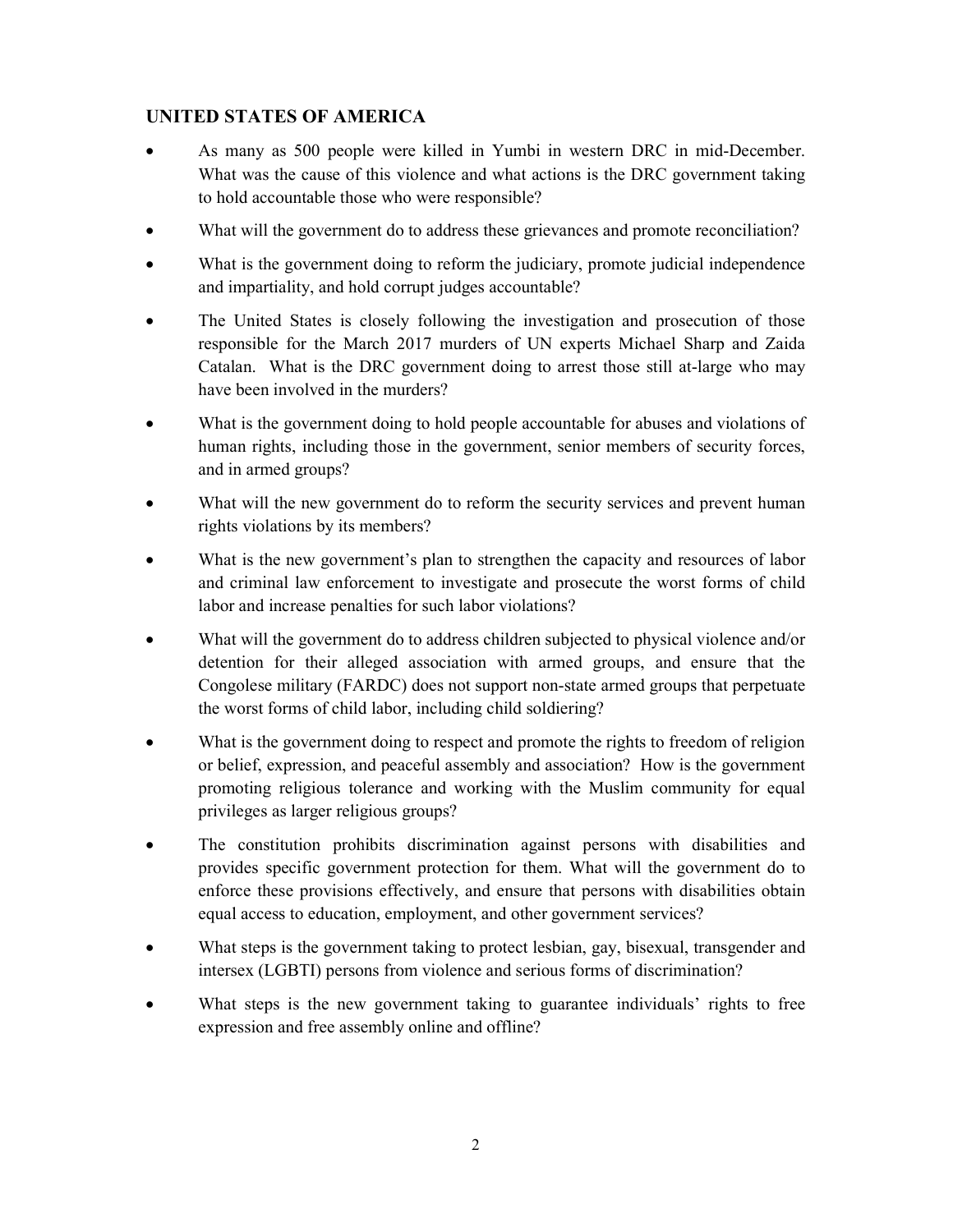## UNITED STATES OF AMERICA

- As many as 500 people were killed in Yumbi in western DRC in mid-December. What was the cause of this violence and what actions is the DRC government taking to hold accountable those who were responsible?
- What will the government do to address these grievances and promote reconciliation?
- What is the government doing to reform the judiciary, promote judicial independence and impartiality, and hold corrupt judges accountable?
- The United States is closely following the investigation and prosecution of those responsible for the March 2017 murders of UN experts Michael Sharp and Zaida Catalan. What is the DRC government doing to arrest those still at-large who may have been involved in the murders?
- What is the government doing to hold people accountable for abuses and violations of human rights, including those in the government, senior members of security forces, and in armed groups?
- What will the new government do to reform the security services and prevent human rights violations by its members?
- What is the new government's plan to strengthen the capacity and resources of labor and criminal law enforcement to investigate and prosecute the worst forms of child labor and increase penalties for such labor violations?
- What will the government do to address children subjected to physical violence and/or detention for their alleged association with armed groups, and ensure that the Congolese military (FARDC) does not support non-state armed groups that perpetuate the worst forms of child labor, including child soldiering?
- What is the government doing to respect and promote the rights to freedom of religion or belief, expression, and peaceful assembly and association? How is the government promoting religious tolerance and working with the Muslim community for equal privileges as larger religious groups?
- The constitution prohibits discrimination against persons with disabilities and provides specific government protection for them. What will the government do to enforce these provisions effectively, and ensure that persons with disabilities obtain equal access to education, employment, and other government services?
- What steps is the government taking to protect lesbian, gay, bisexual, transgender and intersex (LGBTI) persons from violence and serious forms of discrimination?
- What steps is the new government taking to guarantee individuals' rights to free expression and free assembly online and offline?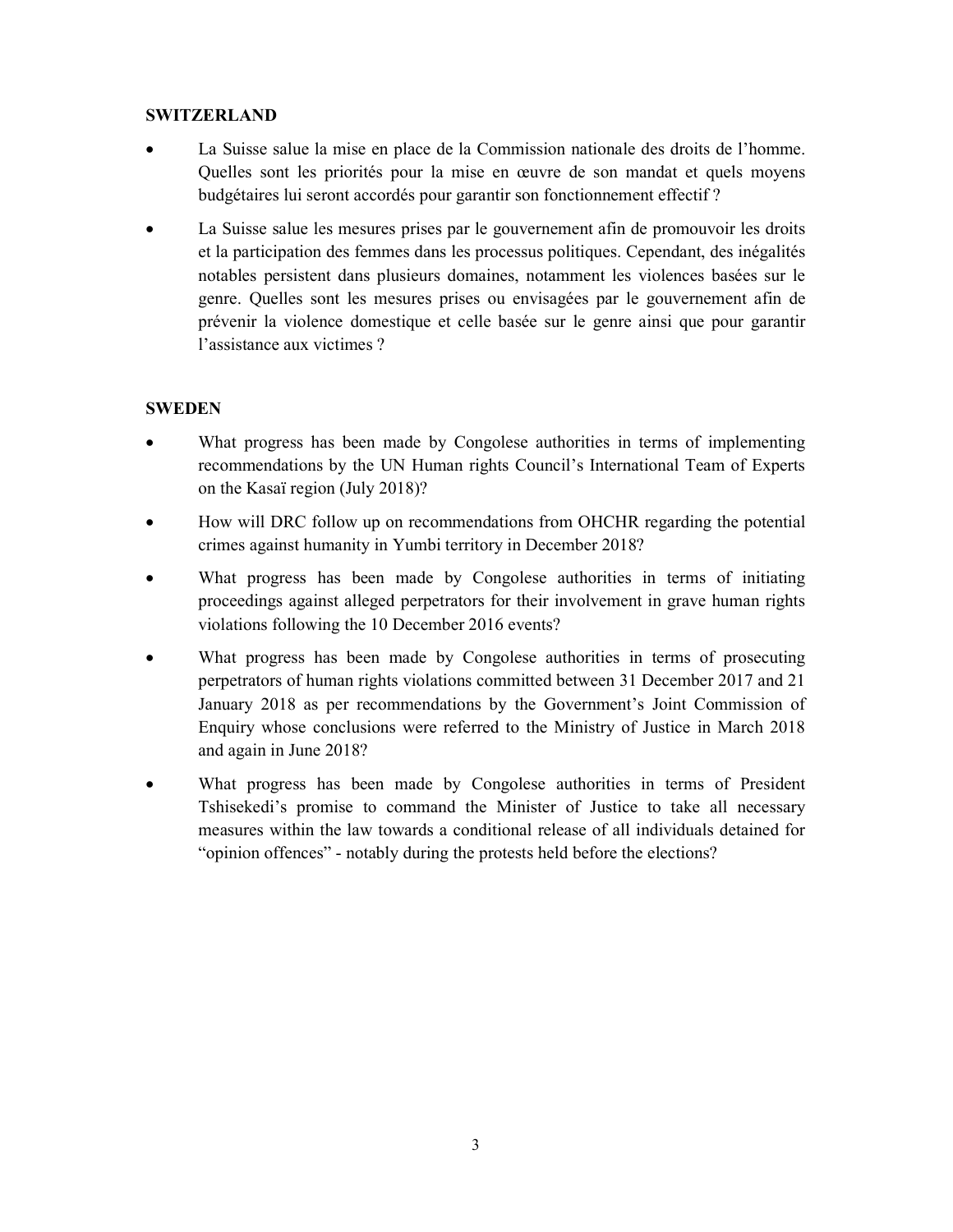**SWITZERLAND**

- La Suisse salue la mise en place de la Commission nationale des droits de l'homme. Quelles sont les priorités pour la mise en œuvre de son mandat et quels moyens budgétaires lui seront accordés pour garantir son fonctionnement effectif ?
- La Suisse salue les mesures prises par le gouvernement afin de promouvoir les droits et la participation des femmes dans les processus politiques. Cependant, des inégalités notables persistent dans plusieurs domaines, notamment les violences basées sur le genre. Quelles sont les mesures prises ou envisagées par le gouvernement afin de prévenir la violence domestique et celle basée sur le genre ainsi que pour garantir l'assistance aux victimes ?

**SWEDEN**

- What progress has been made by Congolese authorities in terms of implementing recommendations by the UN Human rights Council's International Team of Experts on the Kasaï region (July 2018)?
- How will DRC follow up on recommendations from OHCHR regarding the potential crimes against humanity in Yumbi territory in December 2018?
- What progress has been made by Congolese authorities in terms of initiating proceedings against alleged perpetrators for their involvement in grave human rights violations following the 10 December 2016 events?
- What progress has been made by Congolese authorities in terms of prosecuting perpetrators of human rights violations committed between 31 December 2017 and 21 January 2018 as per recommendations by the Government's Joint Commission of Enquiry whose conclusions were referred to the Ministry of Justice in March 2018 and again in June 2018?
- What progress has been made by Congolese authorities in terms of President Tshisekedi's promise to command the Minister of Justice to take all necessary measures within the law towards a conditional release of all individuals detained for "opinion offences" - notably during the protests held before the elections?